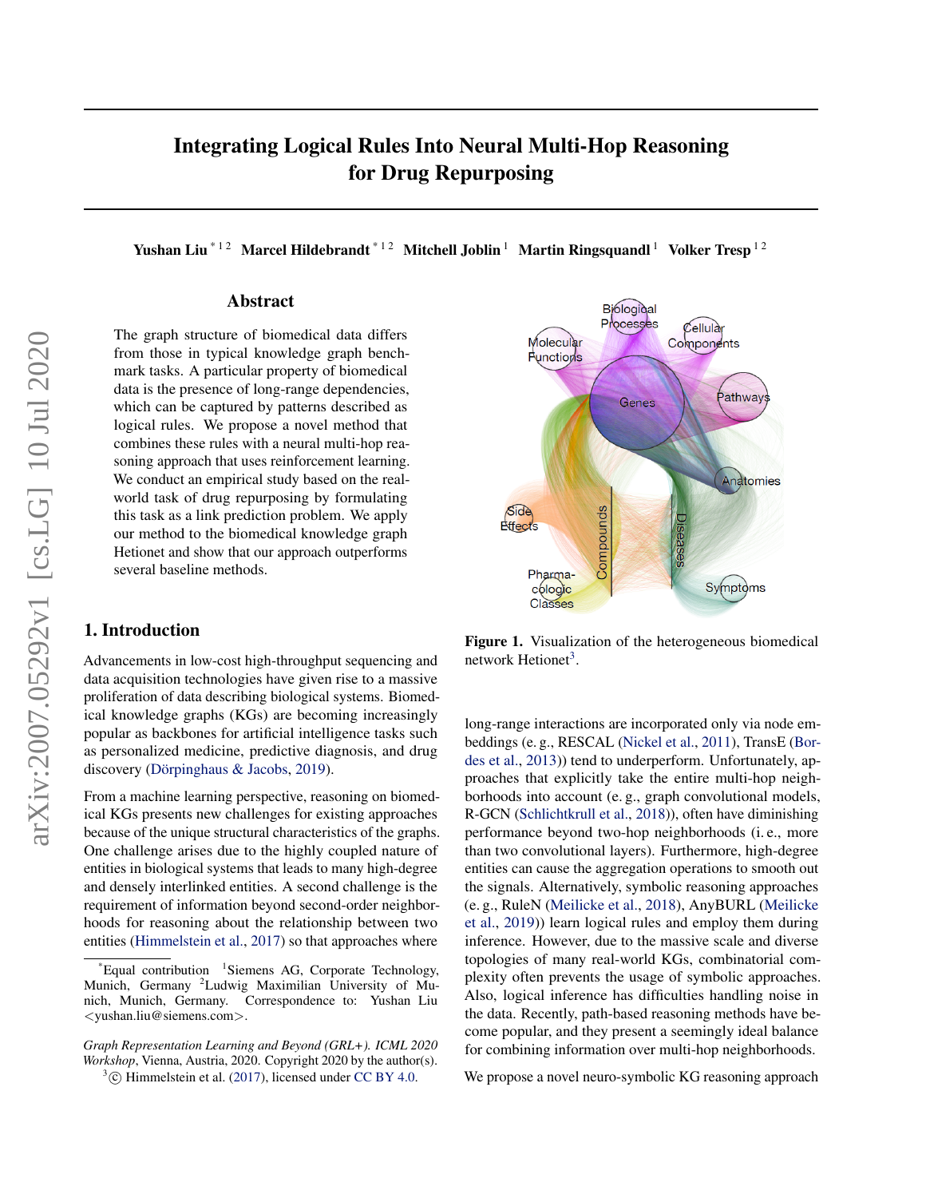# Integrating Logical Rules Into Neural Multi-Hop Reasoning for Drug Repurposing

**Yushan Liu** [*1,2] **Marcel Hildebrandt** [*1,2] **Mitchell Joblin** [1] **Martin Ringsquandl** [1] **Volker Tresp** [1,2]

## Abstract

The graph structure of biomedical data differs from those in typical knowledge graph benchmark tasks. A particular property of biomedical data is the presence of long-range dependencies, which can be captured by patterns described as logical rules. We propose a novel method that combines these rules with a neural multi-hop reasoning approach that uses reinforcement learning. We conduct an empirical study based on the real-world task of drug repurposing by formulating this task as a link prediction problem. We apply our method to the biomedical knowledge graph Hetionet and show that our approach outperforms several baseline methods.

## 1. Introduction

Advancements in low-cost high-throughput sequencing and data acquisition technologies have given rise to a massive proliferation of data describing biological systems. Biomedical knowledge graphs (KGs) are becoming increasingly popular as backbones for artificial intelligence tasks such as personalized medicine, predictive diagnosis, and drug discovery (Dörpinghaus & Jacobs, 2019).

From a machine learning perspective, reasoning on biomedical KGs presents new challenges for existing approaches because of the unique structural characteristics of the graphs. One challenge arises due to the highly coupled nature of entities in biological systems that leads to many high-degree and densely interlinked entities. A second challenge is the requirement of information beyond second-order neighborhoods for reasoning about the relationship between two entities (Himmelstein et al., 2017) so that approaches where long-range interactions are incorporated only via node embeddings (e. g., RESCAL (Nickel et al., 2011), TransE (Bordes et al., 2013)) tend to underperform. Unfortunately, approaches that explicitly take the entire multi-hop neighborhoods into account (e. g., graph convolutional models, R-GCN (Schlichtkrull et al., 2018)), often have diminishing performance beyond two-hop neighborhoods (i. e., more than two convolutional layers). Furthermore, high-degree entities can cause the aggregation operations to smooth out the signals. Alternatively, symbolic reasoning approaches (e. g., RuleN (Meilicke et al., 2018), AnyBURL (Meilicke et al., 2019)) learn logical rules and employ them during inference. However, due to the massive scale and diverse topologies of many real-world KGs, combinatorial complexity often prevents the usage of symbolic approaches. Also, logical inference has difficulties handling noise in the data. Recently, path-based reasoning methods have become popular, and they present a seemingly ideal balance for combining information over multi-hop neighborhoods.

We propose a novel neuro-symbolic KG reasoning approach

Figure 1. Visualization of the heterogeneous biomedical network Hetionet[3].

[*]Equal contribution [1]Siemens AG, Corporate Technology, Munich, Germany [2]Ludwig Maximilian University of Munich, Munich, Germany. Correspondence to: Yushan Liu <yushan.liu@siemens.com>.

*Graph Representation Learning and Beyond (GRL+). ICML 2020 Workshop*, Vienna, Austria, 2020. Copyright 2020 by the author(s).

[3]© Himmelstein et al. (2017), licensed under CC BY 4.0.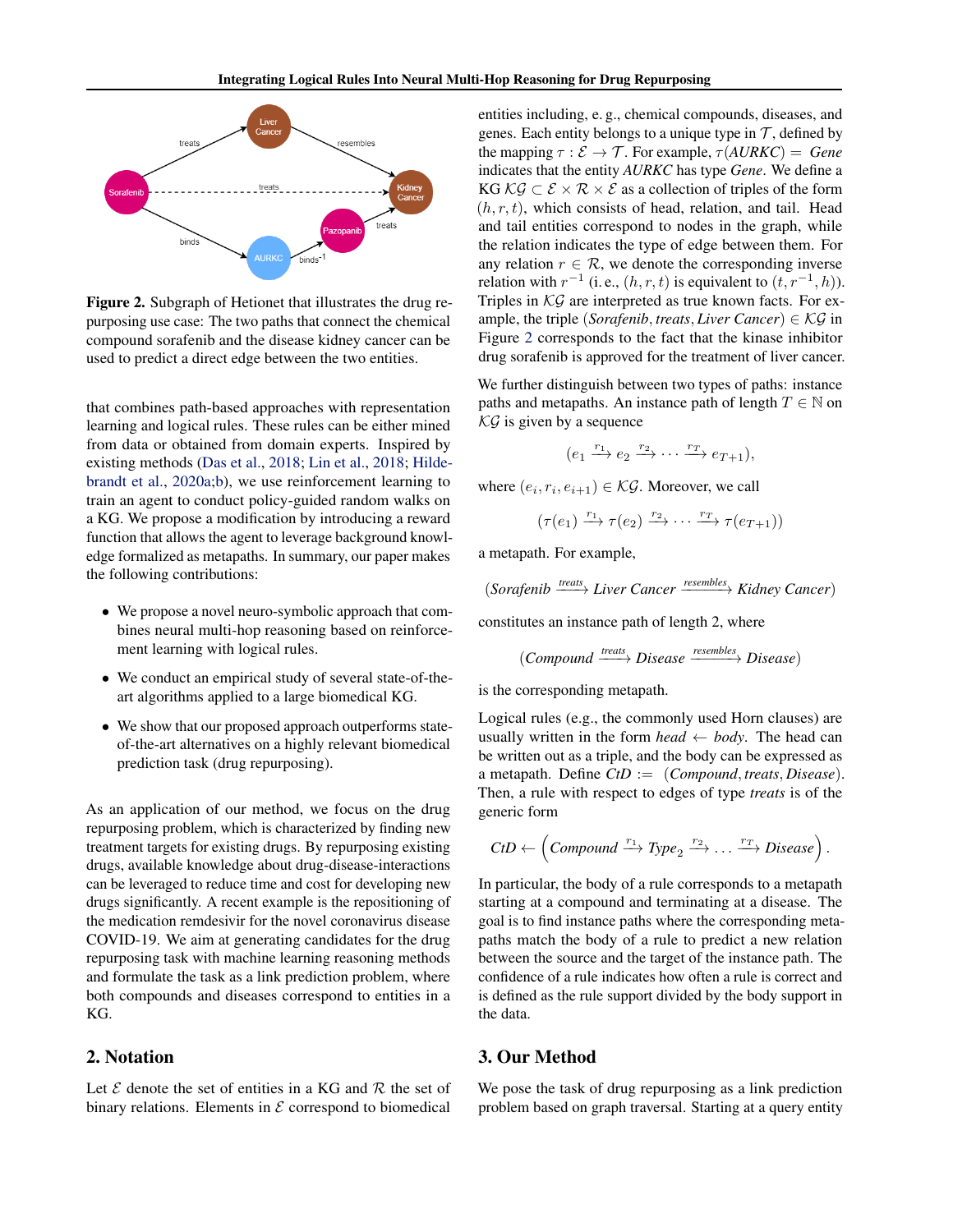**Figure 2.** Subgraph of Hetionet that illustrates the drug repurposing use case: The two paths that connect the chemical compound sorafenib and the disease kidney cancer can be used to predict a direct edge between the two entities.

that combines path-based approaches with representation learning and logical rules. These rules can be either mined from data or obtained from domain experts. Inspired by existing methods (Das et al., 2018; Lin et al., 2018; Hildebrandt et al., 2020a;b), we use reinforcement learning to train an agent to conduct policy-guided random walks on a KG. We propose a modification by introducing a reward function that allows the agent to leverage background knowledge formalized as metapaths. In summary, our paper makes the following contributions:

- We propose a novel neuro-symbolic approach that combines neural multi-hop reasoning based on reinforcement learning with logical rules.
- We conduct an empirical study of several state-of-the-art algorithms applied to a large biomedical KG.
- We show that our proposed approach outperforms state-of-the-art alternatives on a highly relevant biomedical prediction task (drug repurposing).

As an application of our method, we focus on the drug repurposing problem, which is characterized by finding new treatment targets for existing drugs. By repurposing existing drugs, available knowledge about drug-disease-interactions can be leveraged to reduce time and cost for developing new drugs significantly. A recent example is the repositioning of the medication remdesivir for the novel coronavirus disease COVID-19. We aim at generating candidates for the drug repurposing task with machine learning reasoning methods and formulate the task as a link prediction problem, where both compounds and diseases correspond to entities in a KG.

## 2. Notation

Let $\mathcal{E}$ denote the set of entities in a KG and $\mathcal{R}$ the set of binary relations. Elements in $\mathcal{E}$ correspond to biomedical entities including, e. g., chemical compounds, diseases, and genes. Each entity belongs to a unique type in $\mathcal{T}$, defined by the mapping $\tau : \mathcal{E} \to \mathcal{T}$. For example, $\tau(\textit{AURKC}) = \textit{Gene}$ indicates that the entity *AURKC* has type *Gene*. We define a KG $\mathcal{KG} \subset \mathcal{E} \times \mathcal{R} \times \mathcal{E}$ as a collection of triples of the form $(h, r, t)$, which consists of head, relation, and tail. Head and tail entities correspond to nodes in the graph, while the relation indicates the type of edge between them. For any relation $r \in \mathcal{R}$, we denote the corresponding inverse relation with $r^{-1}$ (i. e., $(h, r, t)$ is equivalent to $(t, r^{-1}, h)$). Triples in $\mathcal{KG}$ are interpreted as true known facts. For example, the triple $(\textit{Sorafenib}, \textit{treats}, \textit{Liver Cancer}) \in \mathcal{KG}$ in Figure 2 corresponds to the fact that the kinase inhibitor drug sorafenib is approved for the treatment of liver cancer.

We further distinguish between two types of paths: instance paths and metapaths. An instance path of length $T \in \mathbb{N}$ on $\mathcal{KG}$ is given by a sequence

$$\left(e_1 \xrightarrow{r_1} e_2 \xrightarrow{r_2} \dots \xrightarrow{r_T} e_{T+1}\right),$$

where $(e_i, r_i, e_{i+1}) \in \mathcal{KG}$. Moreover, we call

$$\left(\tau(e_1) \xrightarrow{r_1} \tau(e_2) \xrightarrow{r_2} \dots \xrightarrow{r_T} \tau(e_{T+1})\right)$$

a metapath. For example,

$$\left(\textit{Sorafenib} \xrightarrow{\textit{treats}} \textit{Liver Cancer} \xrightarrow{\textit{resembles}} \textit{Kidney Cancer}\right)$$

constitutes an instance path of length 2, where

$$\left(\textit{Compound} \xrightarrow{\textit{treats}} \textit{Disease} \xrightarrow{\textit{resembles}} \textit{Disease}\right)$$

is the corresponding metapath.

Logical rules (e.g., the commonly used Horn clauses) are usually written in the form *head* $\leftarrow$ *body*. The head can be written out as a triple, and the body can be expressed as a metapath. Define $\textit{CtD} := (\textit{Compound}, \textit{treats}, \textit{Disease})$. Then, a rule with respect to edges of type *treats* is of the generic form

$$\textit{CtD} \leftarrow \left(\textit{Compound} \xrightarrow{r_1} \textit{Type}_2 \xrightarrow{r_2} \dots \xrightarrow{r_T} \textit{Disease}\right).$$

In particular, the body of a rule corresponds to a metapath starting at a compound and terminating at a disease. The goal is to find instance paths where the corresponding metapaths match the body of a rule to predict a new relation between the source and the target of the instance path. The confidence of a rule indicates how often a rule is correct and is defined as the rule support divided by the body support in the data.

## 3. Our Method

We pose the task of drug repurposing as a link prediction problem based on graph traversal. Starting at a query entity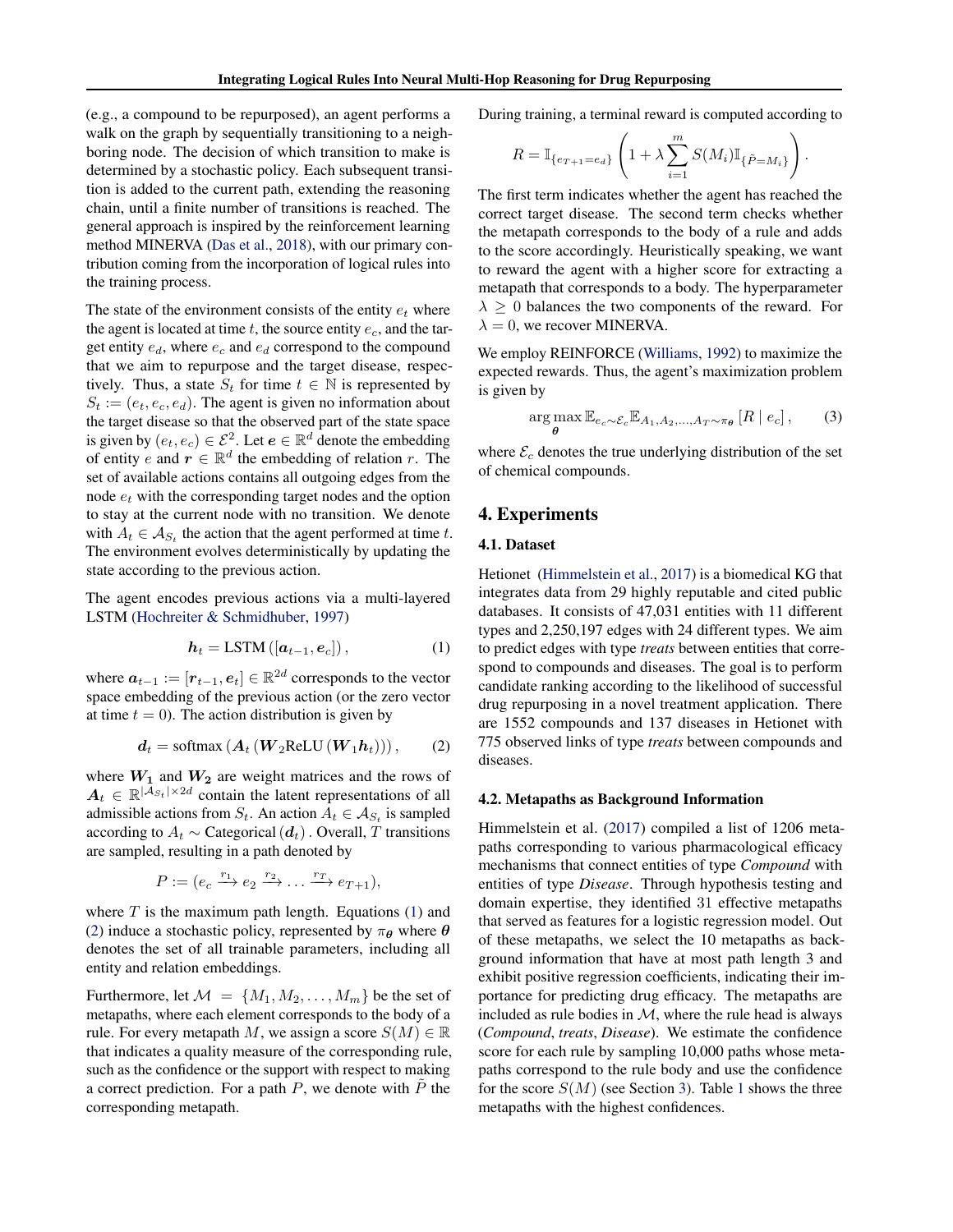(e.g., a compound to be repurposed), an agent performs a walk on the graph by sequentially transitioning to a neighboring node. The decision of which transition to make is determined by a stochastic policy. Each subsequent transition is added to the current path, extending the reasoning chain, until a finite number of transitions is reached. The general approach is inspired by the reinforcement learning method MINERVA (Das et al., 2018), with our primary contribution coming from the incorporation of logical rules into the training process.

The state of the environment consists of the entity $e_t$ where the agent is located at time $t$, the source entity $e_c$, and the target entity $e_d$, where $e_c$ and $e_d$ correspond to the compound that we aim to repurpose and the target disease, respectively. Thus, a state $S_t$ for time $t \in \mathbb{N}$ is represented by $S_t := (e_t, e_c, e_d)$. The agent is given no information about the target disease so that the observed part of the state space is given by $(e_t, e_c) \in \mathcal{E}^2$. Let $\boldsymbol{e} \in \mathbb{R}^d$ denote the embedding of entity $e$ and $\boldsymbol{r} \in \mathbb{R}^d$ the embedding of relation $r$. The set of available actions contains all outgoing edges from the node $e_t$ with the corresponding target nodes and the option to stay at the current node with no transition. We denote with $A_t \in \mathcal{A}_{S_t}$ the action that the agent performed at time $t$. The environment evolves deterministically by updating the state according to the previous action.

The agent encodes previous actions via a multi-layered LSTM (Hochreiter & Schmidhuber, 1997)

$$\boldsymbol{h}_t = \text{LSTM}\left([\boldsymbol{a}_{t-1}, \boldsymbol{e}_c]\right), \tag{1}$$

where $\boldsymbol{a}_{t-1} := [\boldsymbol{r}_{t-1}, \boldsymbol{e}_t] \in \mathbb{R}^{2d}$ corresponds to the vector space embedding of the previous action (or the zero vector at time $t = 0$). The action distribution is given by

$$\boldsymbol{d}_t = \text{softmax}\left(\boldsymbol{A}_t\left(\boldsymbol{W}_2 \text{ReLU}\left(\boldsymbol{W}_1 \boldsymbol{h}_t\right)\right)\right), \tag{2}$$

where $\boldsymbol{W_1}$ and $\boldsymbol{W_2}$ are weight matrices and the rows of $\boldsymbol{A}_t \in \mathbb{R}^{|\mathcal{A}_{S_t}| \times 2d}$ contain the latent representations of all admissible actions from $S_t$. An action $A_t \in \mathcal{A}_{S_t}$ is sampled according to $A_t \sim \text{Categorical}\left(\boldsymbol{d}_t\right)$. Overall, $T$ transitions are sampled, resulting in a path denoted by

$$P := (e_c \xrightarrow{r_1} e_2 \xrightarrow{r_2} \dots \xrightarrow{r_T} e_{T+1}),$$

where $T$ is the maximum path length. Equations (1) and (2) induce a stochastic policy, represented by $\pi_{\boldsymbol{\theta}}$ where $\boldsymbol{\theta}$ denotes the set of all trainable parameters, including all entity and relation embeddings.

Furthermore, let $\mathcal{M} = \{M_1, M_2, \dots, M_m\}$ be the set of metapaths, where each element corresponds to the body of a rule. For every metapath $M$, we assign a score $S(M) \in \mathbb{R}$ that indicates a quality measure of the corresponding rule, such as the confidence or the support with respect to making a correct prediction. For a path $P$, we denote with $\tilde{P}$ the corresponding metapath.

During training, a terminal reward is computed according to

$$R = \mathbb{I}_{\{e_{T+1} = e_d\}} \left(1 + \lambda \sum_{i=1}^{m} S(M_i) \mathbb{I}_{\{\tilde{P} = M_i\}}\right).$$

The first term indicates whether the agent has reached the correct target disease. The second term checks whether the metapath corresponds to the body of a rule and adds to the score accordingly. Heuristically speaking, we want to reward the agent with a higher score for extracting a metapath that corresponds to a body. The hyperparameter $\lambda \geq 0$ balances the two components of the reward. For $\lambda = 0$, we recover MINERVA.

We employ REINFORCE (Williams, 1992) to maximize the expected rewards. Thus, the agent's maximization problem is given by

$$\arg\max_{\boldsymbol{\theta}} \mathbb{E}_{e_c \sim \mathcal{E}_c} \mathbb{E}_{A_1, A_2, \dots, A_T \sim \pi_{\boldsymbol{\theta}}} \left[R \mid e_c\right], \tag{3}$$

where $\mathcal{E}_c$ denotes the true underlying distribution of the set of chemical compounds.

## 4. Experiments

### 4.1. Dataset

Hetionet (Himmelstein et al., 2017) is a biomedical KG that integrates data from 29 highly reputable and cited public databases. It consists of 47,031 entities with 11 different types and 2,250,197 edges with 24 different types. We aim to predict edges with type *treats* between entities that correspond to compounds and diseases. The goal is to perform candidate ranking according to the likelihood of successful drug repurposing in a novel treatment application. There are 1552 compounds and 137 diseases in Hetionet with 775 observed links of type *treats* between compounds and diseases.

### 4.2. Metapaths as Background Information

Himmelstein et al. (2017) compiled a list of 1206 metapaths corresponding to various pharmacological efficacy mechanisms that connect entities of type *Compound* with entities of type *Disease*. Through hypothesis testing and domain expertise, they identified 31 effective metapaths that served as features for a logistic regression model. Out of these metapaths, we select the 10 metapaths as background information that have at most path length 3 and exhibit positive regression coefficients, indicating their importance for predicting drug efficacy. The metapaths are included as rule bodies in $\mathcal{M}$, where the rule head is always (*Compound*, *treats*, *Disease*). We estimate the confidence score for each rule by sampling 10,000 paths whose metapaths correspond to the rule body and use the confidence for the score $S(M)$ (see Section 3). Table 1 shows the three metapaths with the highest confidences.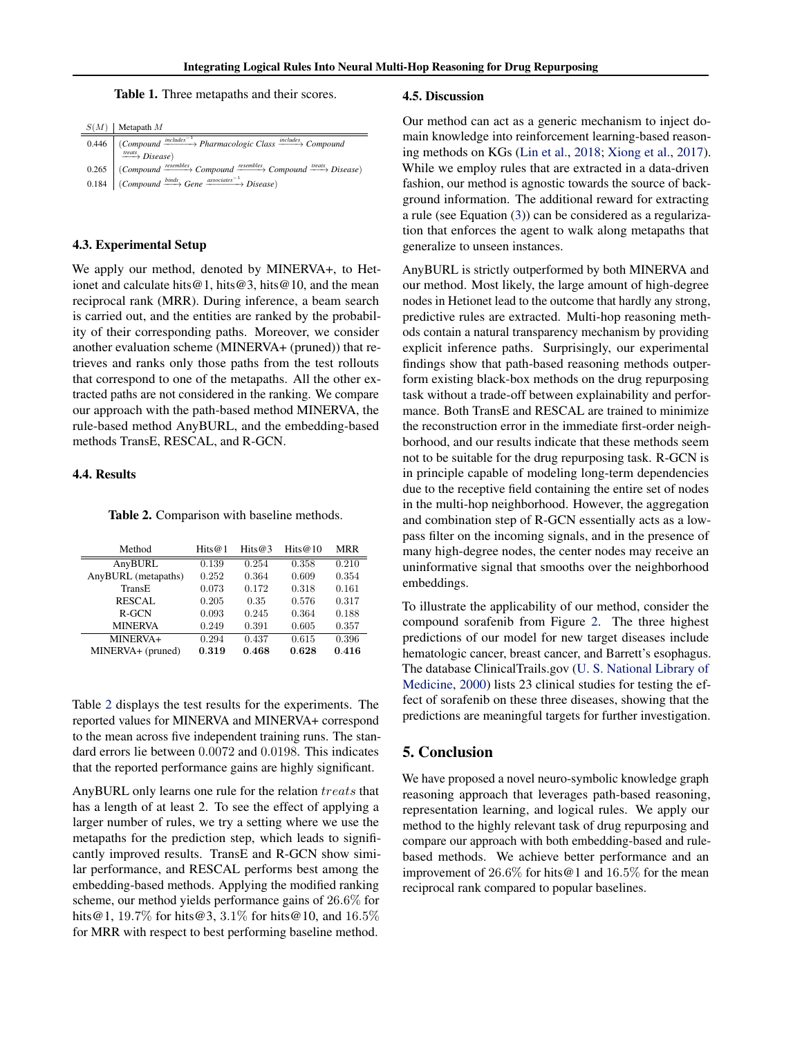**Table 1.** Three metapaths and their scores.

| $S(M)$ | Metapath $M$ |
|---|---|
| 0.446 | $(Compound \xrightarrow{includes^{-1}} Pharmacologic\ Class \xrightarrow{includes} Compound \xrightarrow{treats} Disease)$ |
| 0.265 | $(Compound \xrightarrow{resembles} Compound \xrightarrow{resembles} Compound \xrightarrow{treats} Disease)$ |
| 0.184 | $(Compound \xrightarrow{binds} Gene \xrightarrow{associates^{-1}} Disease)$ |

### 4.3. Experimental Setup

We apply our method, denoted by MINERVA+, to Hetionet and calculate hits@1, hits@3, hits@10, and the mean reciprocal rank (MRR). During inference, a beam search is carried out, and the entities are ranked by the probability of their corresponding paths. Moreover, we consider another evaluation scheme (MINERVA+ (pruned)) that retrieves and ranks only those paths from the test rollouts that correspond to one of the metapaths. All the other extracted paths are not considered in the ranking. We compare our approach with the path-based method MINERVA, the rule-based method AnyBURL, and the embedding-based methods TransE, RESCAL, and R-GCN.

### 4.4. Results

**Table 2.** Comparison with baseline methods.

| Method | Hits@1 | Hits@3 | Hits@10 | MRR |
|---|---|---|---|---|
| AnyBURL | 0.139 | 0.254 | 0.358 | 0.210 |
| AnyBURL (metapaths) | 0.252 | 0.364 | 0.609 | 0.354 |
| TransE | 0.073 | 0.172 | 0.318 | 0.161 |
| RESCAL | 0.205 | 0.35 | 0.576 | 0.317 |
| R-GCN | 0.093 | 0.245 | 0.364 | 0.188 |
| MINERVA | 0.249 | 0.391 | 0.605 | 0.357 |
| MINERVA+ | 0.294 | 0.437 | 0.615 | 0.396 |
| MINERVA+ (pruned) | **0.319** | **0.468** | **0.628** | **0.416** |

Table 2 displays the test results for the experiments. The reported values for MINERVA and MINERVA+ correspond to the mean across five independent training runs. The standard errors lie between $0.0072$ and $0.0198$. This indicates that the reported performance gains are highly significant.

AnyBURL only learns one rule for the relation $treats$ that has a length of at least 2. To see the effect of applying a larger number of rules, we try a setting where we use the metapaths for the prediction step, which leads to significantly improved results. TransE and R-GCN show similar performance, and RESCAL performs best among the embedding-based methods. Applying the modified ranking scheme, our method yields performance gains of $26.6\%$ for hits@1, $19.7\%$ for hits@3, $3.1\%$ for hits@10, and $16.5\%$ for MRR with respect to best performing baseline method.

### 4.5. Discussion

Our method can act as a generic mechanism to inject domain knowledge into reinforcement learning-based reasoning methods on KGs (Lin et al., 2018; Xiong et al., 2017). While we employ rules that are extracted in a data-driven fashion, our method is agnostic towards the source of background information. The additional reward for extracting a rule (see Equation (3)) can be considered as a regularization that enforces the agent to walk along metapaths that generalize to unseen instances.

AnyBURL is strictly outperformed by both MINERVA and our method. Most likely, the large amount of high-degree nodes in Hetionet lead to the outcome that hardly any strong, predictive rules are extracted. Multi-hop reasoning methods contain a natural transparency mechanism by providing explicit inference paths. Surprisingly, our experimental findings show that path-based reasoning methods outperform existing black-box methods on the drug repurposing task without a trade-off between explainability and performance. Both TransE and RESCAL are trained to minimize the reconstruction error in the immediate first-order neighborhood, and our results indicate that these methods seem not to be suitable for the drug repurposing task. R-GCN is in principle capable of modeling long-term dependencies due to the receptive field containing the entire set of nodes in the multi-hop neighborhood. However, the aggregation and combination step of R-GCN essentially acts as a low-pass filter on the incoming signals, and in the presence of many high-degree nodes, the center nodes may receive an uninformative signal that smooths over the neighborhood embeddings.

To illustrate the applicability of our method, consider the compound sorafenib from Figure 2. The three highest predictions of our model for new target diseases include hematologic cancer, breast cancer, and Barrett's esophagus. The database ClinicalTrails.gov (U. S. National Library of Medicine, 2000) lists 23 clinical studies for testing the effect of sorafenib on these three diseases, showing that the predictions are meaningful targets for further investigation.

## 5. Conclusion

We have proposed a novel neuro-symbolic knowledge graph reasoning approach that leverages path-based reasoning, representation learning, and logical rules. We apply our method to the highly relevant task of drug repurposing and compare our approach with both embedding-based and rule-based methods. We achieve better performance and an improvement of $26.6\%$ for hits@1 and $16.5\%$ for the mean reciprocal rank compared to popular baselines.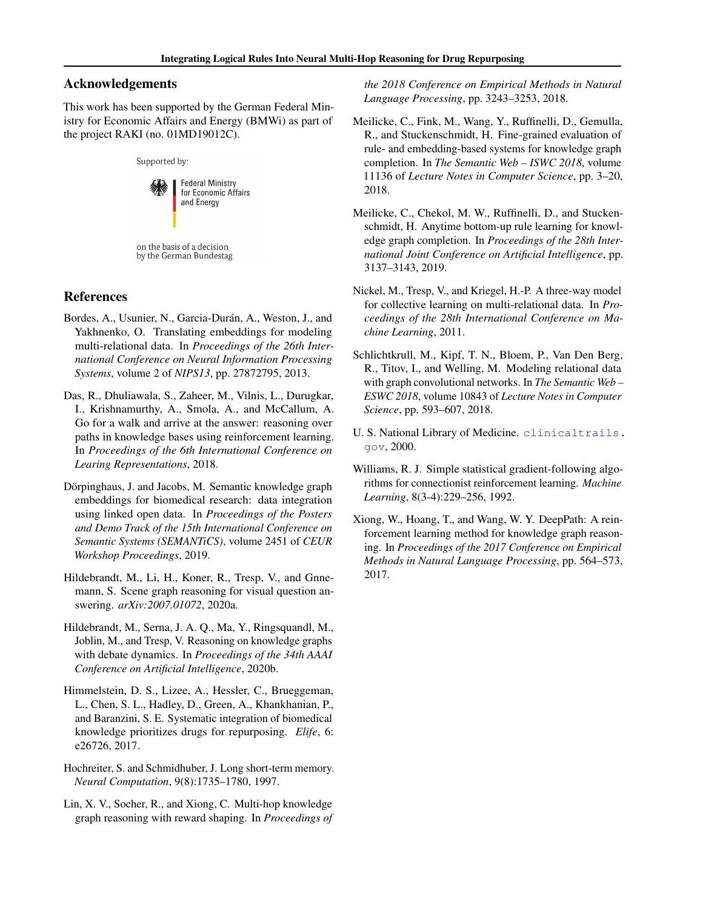## Acknowledgements

This work has been supported by the German Federal Ministry for Economic Affairs and Energy (BMWi) as part of the project RAKI (no. 01MD19012C).

Supported by:

Federal Ministry for Economic Affairs and Energy

on the basis of a decision by the German Bundestag

## References

Bordes, A., Usunier, N., Garcia-Durán, A., Weston, J., and Yakhnenko, O. Translating embeddings for modeling multi-relational data. In *Proceedings of the 26th International Conference on Neural Information Processing Systems*, volume 2 of *NIPS13*, pp. 27872795, 2013.

Das, R., Dhuliawala, S., Zaheer, M., Vilnis, L., Durugkar, I., Krishnamurthy, A., Smola, A., and McCallum, A. Go for a walk and arrive at the answer: reasoning over paths in knowledge bases using reinforcement learning. In *Proceedings of the 6th International Conference on Learing Representations*, 2018.

Dörpinghaus, J. and Jacobs, M. Semantic knowledge graph embeddings for biomedical research: data integration using linked open data. In *Proceedings of the Posters and Demo Track of the 15th International Conference on Semantic Systems (SEMANTiCS)*, volume 2451 of *CEUR Workshop Proceedings*, 2019.

Hildebrandt, M., Li, H., Koner, R., Tresp, V., and Gnnemann, S. Scene graph reasoning for visual question answering. *arXiv:2007.01072*, 2020a.

Hildebrandt, M., Serna, J. A. Q., Ma, Y., Ringsquandl, M., Joblin, M., and Tresp, V. Reasoning on knowledge graphs with debate dynamics. In *Proceedings of the 34th AAAI Conference on Artificial Intelligence*, 2020b.

Himmelstein, D. S., Lizee, A., Hessler, C., Brueggeman, L., Chen, S. L., Hadley, D., Green, A., Khankhanian, P., and Baranzini, S. E. Systematic integration of biomedical knowledge prioritizes drugs for repurposing. *Elife*, 6: e26726, 2017.

Hochreiter, S. and Schmidhuber, J. Long short-term memory. *Neural Computation*, 9(8):1735–1780, 1997.

Lin, X. V., Socher, R., and Xiong, C. Multi-hop knowledge graph reasoning with reward shaping. In *Proceedings of the 2018 Conference on Empirical Methods in Natural Language Processing*, pp. 3243–3253, 2018.

Meilicke, C., Fink, M., Wang, Y., Ruffinelli, D., Gemulla, R., and Stuckenschmidt, H. Fine-grained evaluation of rule- and embedding-based systems for knowledge graph completion. In *The Semantic Web – ISWC 2018*, volume 11136 of *Lecture Notes in Computer Science*, pp. 3–20, 2018.

Meilicke, C., Chekol, M. W., Ruffinelli, D., and Stuckenschmidt, H. Anytime bottom-up rule learning for knowledge graph completion. In *Proceedings of the 28th International Joint Conference on Artificial Intelligence*, pp. 3137–3143, 2019.

Nickel, M., Tresp, V., and Kriegel, H.-P. A three-way model for collective learning on multi-relational data. In *Proceedings of the 28th International Conference on Machine Learning*, 2011.

Schlichtkrull, M., Kipf, T. N., Bloem, P., Van Den Berg, R., Titov, I., and Welling, M. Modeling relational data with graph convolutional networks. In *The Semantic Web – ESWC 2018*, volume 10843 of *Lecture Notes in Computer Science*, pp. 593–607, 2018.

U. S. National Library of Medicine. clinicaltrails.gov, 2000.

Williams, R. J. Simple statistical gradient-following algorithms for connectionist reinforcement learning. *Machine Learning*, 8(3-4):229–256, 1992.

Xiong, W., Hoang, T., and Wang, W. Y. DeepPath: A reinforcement learning method for knowledge graph reasoning. In *Proceedings of the 2017 Conference on Empirical Methods in Natural Language Processing*, pp. 564–573, 2017.